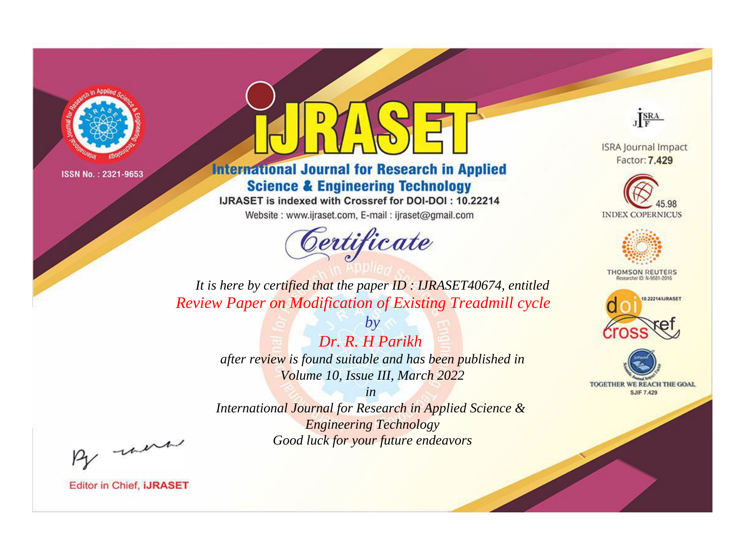ISSN No. : 2321-9653

# IJRASET

## International Journal for Research in Applied Science & Engineering Technology

IJRASET is indexed with Crossref for DOI-DOI : 10.22214

Website : www.ijraset.com, E-mail : ijraset@gmail.com

ISRA Journal Impact Factor: **7.429**

45.98 INDEX COPERNICUS

THOMSON REUTERS Researcher ID: N-9681-2016

10.22214/IJRASET

TOGETHER WE REACH THE GOAL SJIF 7.429

# *Certificate*

*It is here by certified that the paper ID : IJRASET40674, entitled*

*Review Paper on Modification of Existing Treadmill cycle*

*by*

*Dr. R. H Parikh*

*after review is found suitable and has been published in*

*Volume 10, Issue III, March 2022*

*in*

*International Journal for Research in Applied Science & Engineering Technology*

*Good luck for your future endeavors*

Editor in Chief, **IJRASET**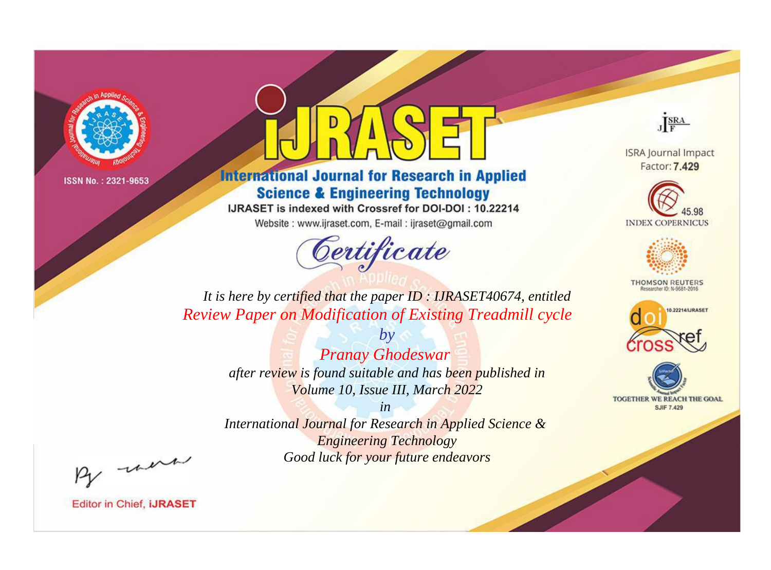ISSN No. : 2321-9653

# IJRASET

## International Journal for Research in Applied Science & Engineering Technology

IJRASET is indexed with Crossref for DOI-DOI : 10.22214

Website : www.ijraset.com, E-mail : ijraset@gmail.com

ISRA Journal Impact Factor: **7.429**

45.98 INDEX COPERNICUS

THOMSON REUTERS Researcher ID: N-9681-2016

10.22214/IJRASET

TOGETHER WE REACH THE GOAL SJIF 7.429

# Certificate

*It is here by certified that the paper ID : IJRASET40674, entitled*

*Review Paper on Modification of Existing Treadmill cycle*

*by*

*Pranay Ghodeswar*

*after review is found suitable and has been published in*

*Volume 10, Issue III, March 2022*

*in*

*International Journal for Research in Applied Science & Engineering Technology*

*Good luck for your future endeavors*

Editor in Chief, **iJRASET**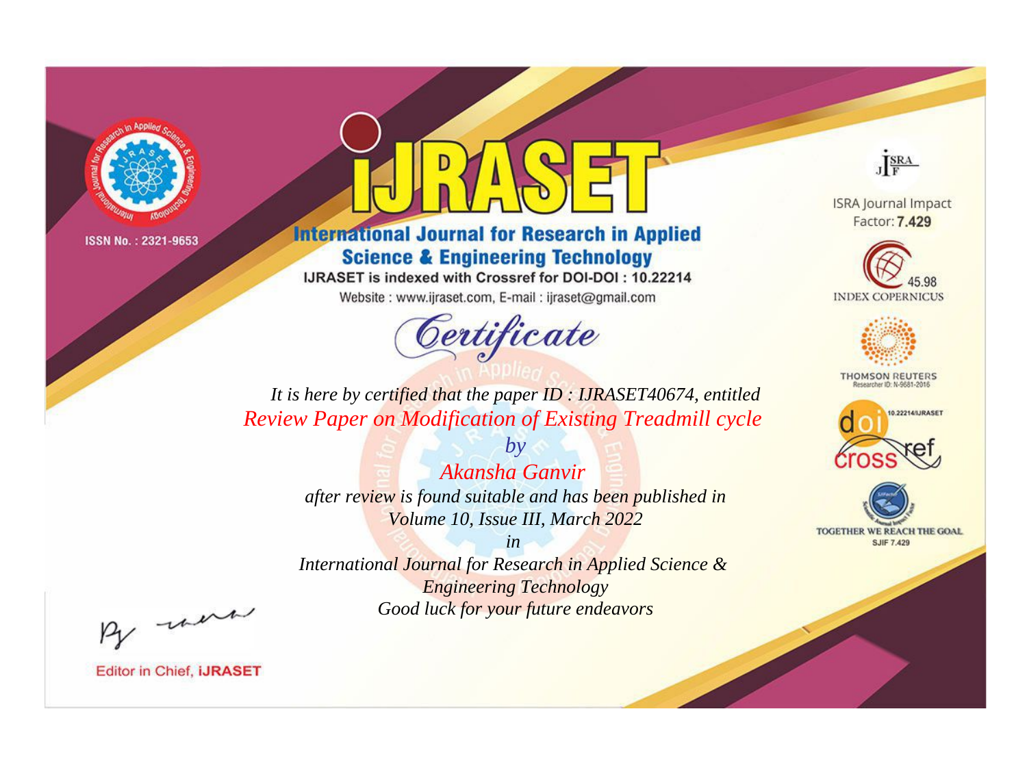ISSN No. : 2321-9653

# iJRASET

## International Journal for Research in Applied Science & Engineering Technology

IJRASET is indexed with Crossref for DOI-DOI : 10.22214

Website : www.ijraset.com, E-mail : ijraset@gmail.com

ISRA Journal Impact Factor: **7.429**

45.98 INDEX COPERNICUS

THOMSON REUTERS Researcher ID: N-9681-2016

10.22214/IJRASET

TOGETHER WE REACH THE GOAL SJIF 7.429

# *Certificate*

*It is here by certified that the paper ID : IJRASET40674, entitled*

*Review Paper on Modification of Existing Treadmill cycle*

*by*

*Akansha Ganvir*

*after review is found suitable and has been published in*

*Volume 10, Issue III, March 2022*

*in*

*International Journal for Research in Applied Science & Engineering Technology*

*Good luck for your future endeavors*

Editor in Chief, **iJRASET**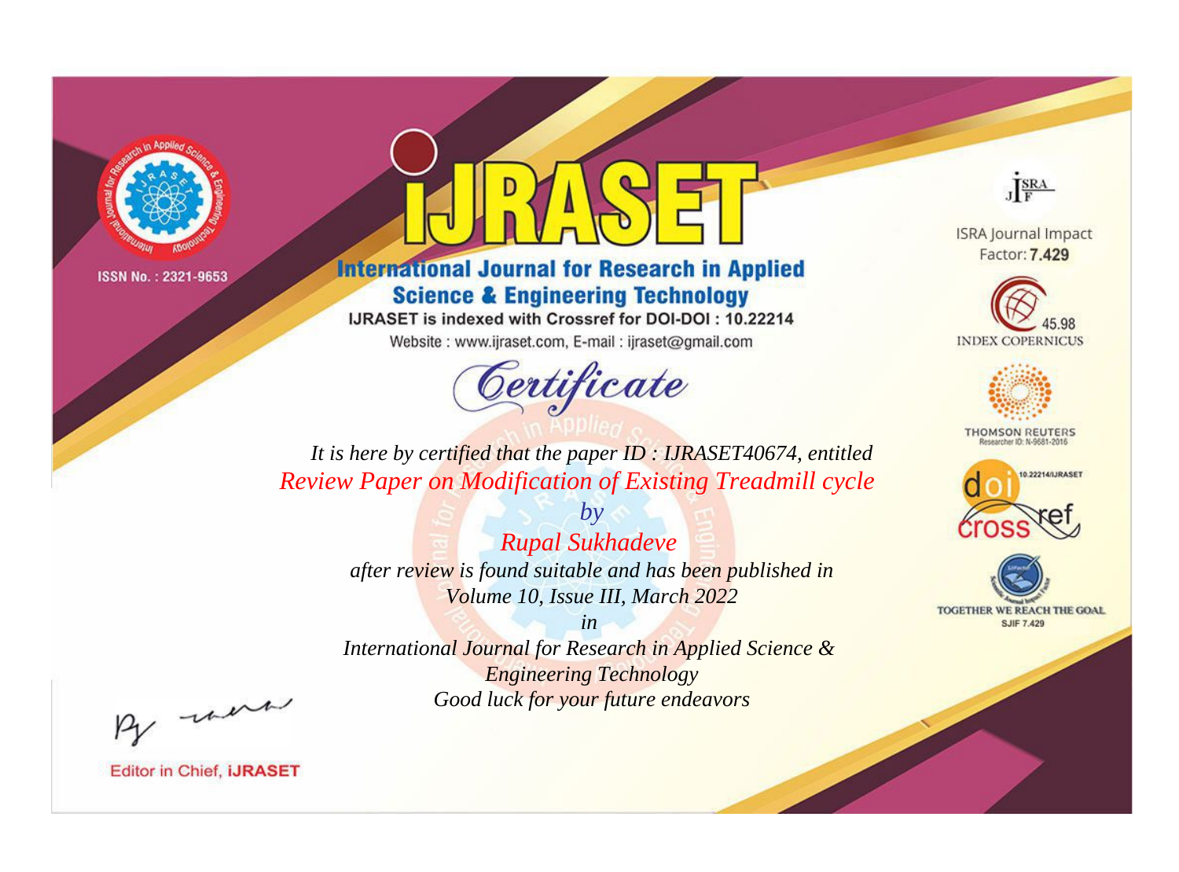ISSN No. : 2321-9653

# iJRASET

## International Journal for Research in Applied Science & Engineering Technology

IJRASET is indexed with Crossref for DOI-DOI : 10.22214

Website : www.ijraset.com, E-mail : ijraset@gmail.com

# Certificate

*It is here by certified that the paper ID : IJRASET40674, entitled*

*Review Paper on Modification of Existing Treadmill cycle*

*by*

*Rupal Sukhadeve*

*after review is found suitable and has been published in*

*Volume 10, Issue III, March 2022*

*in*

*International Journal for Research in Applied Science & Engineering Technology*

*Good luck for your future endeavors*

ISRA Journal Impact Factor: **7.429**

45.98 INDEX COPERNICUS

THOMSON REUTERS Researcher ID: N-9681-2016

10.22214/IJRASET

TOGETHER WE REACH THE GOAL SJIF 7.429

Editor in Chief, **iJRASET**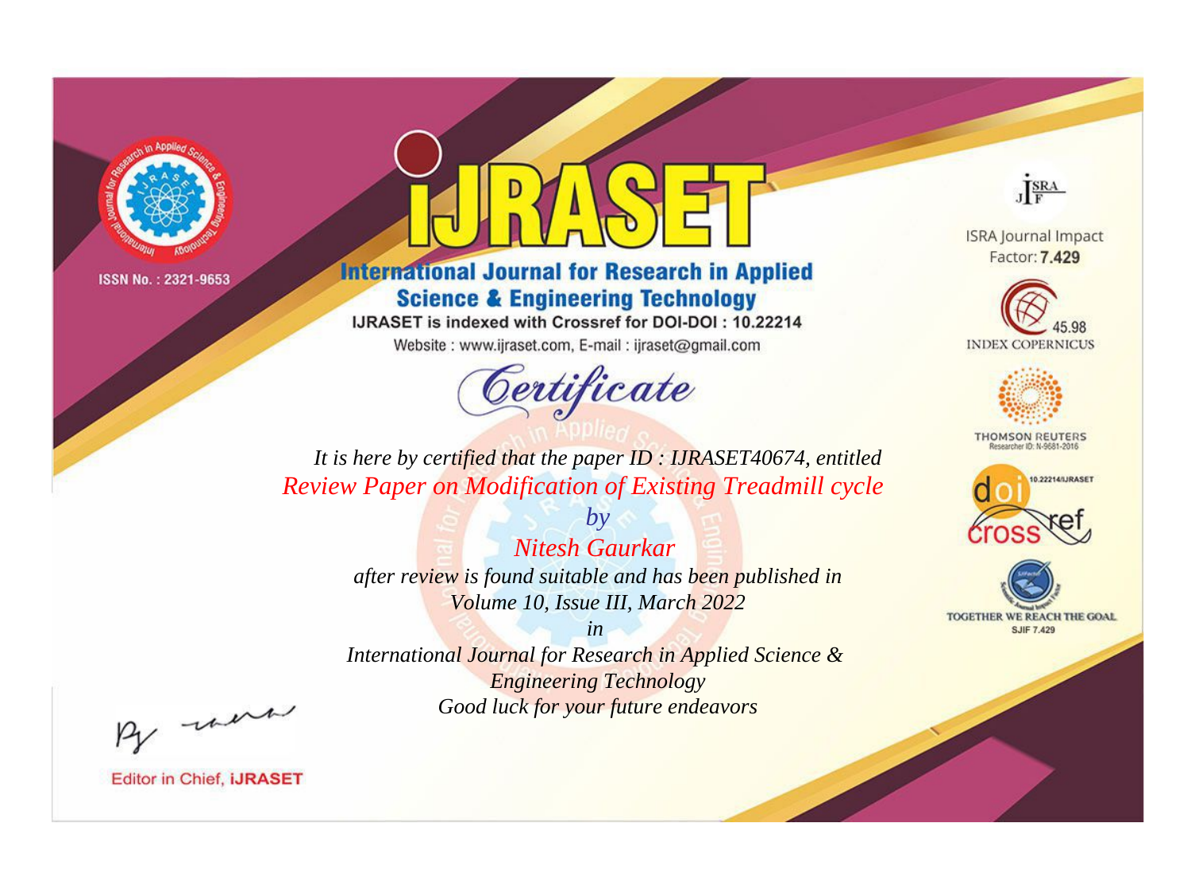ISSN No. : 2321-9653

# iJRASET

## International Journal for Research in Applied Science & Engineering Technology

IJRASET is indexed with Crossref for DOI-DOI : 10.22214

Website : www.ijraset.com, E-mail : ijraset@gmail.com

ISRA Journal Impact Factor: **7.429**

45.98 INDEX COPERNICUS

THOMSON REUTERS Researcher ID: N-9681-2016

10.22214/IJRASET

TOGETHER WE REACH THE GOAL SJIF 7.429

# *Certificate*

*It is here by certified that the paper ID : IJRASET40674, entitled*

*Review Paper on Modification of Existing Treadmill cycle*

*by*

*Nitesh Gaurkar*

*after review is found suitable and has been published in*

*Volume 10, Issue III, March 2022*

*in*

*International Journal for Research in Applied Science & Engineering Technology*

*Good luck for your future endeavors*

Editor in Chief, **iJRASET**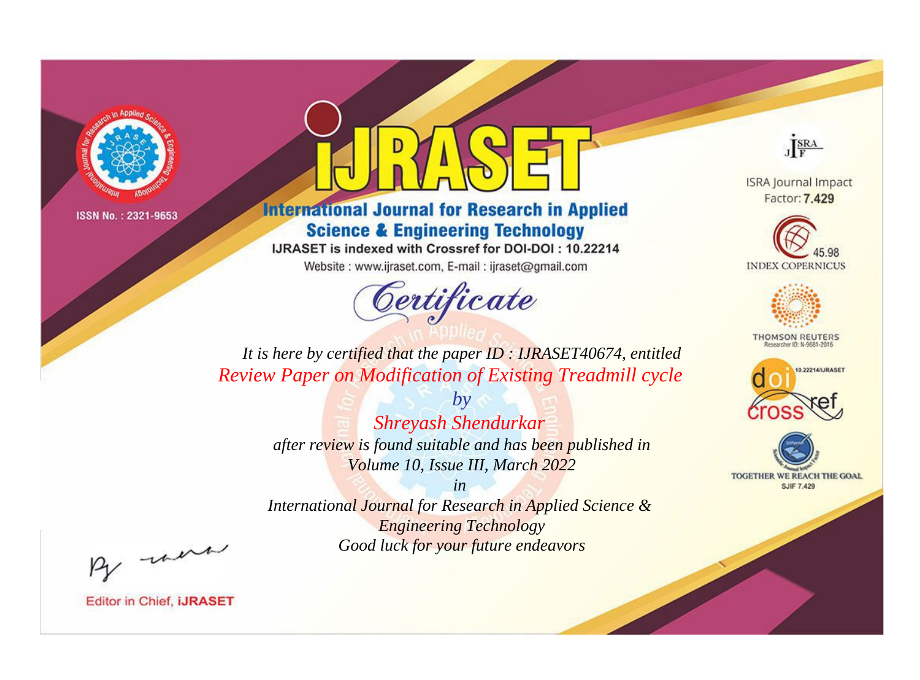ISSN No. : 2321-9653

# iJRASET

## International Journal for Research in Applied Science & Engineering Technology

IJRASET is indexed with Crossref for DOI-DOI : 10.22214

Website : www.ijraset.com, E-mail : ijraset@gmail.com

ISRA Journal Impact Factor: **7.429**

45.98 INDEX COPERNICUS

THOMSON REUTERS Researcher ID: N-9681-2016

10.22214/IJRASET

TOGETHER WE REACH THE GOAL SJIF 7.429

## *Certificate*

*It is here by certified that the paper ID : IJRASET40674, entitled*

*Review Paper on Modification of Existing Treadmill cycle*

*by*

*Shreyash Shendurkar*

*after review is found suitable and has been published in*

*Volume 10, Issue III, March 2022*

*in*

*International Journal for Research in Applied Science & Engineering Technology*

*Good luck for your future endeavors*

Editor in Chief, **iJRASET**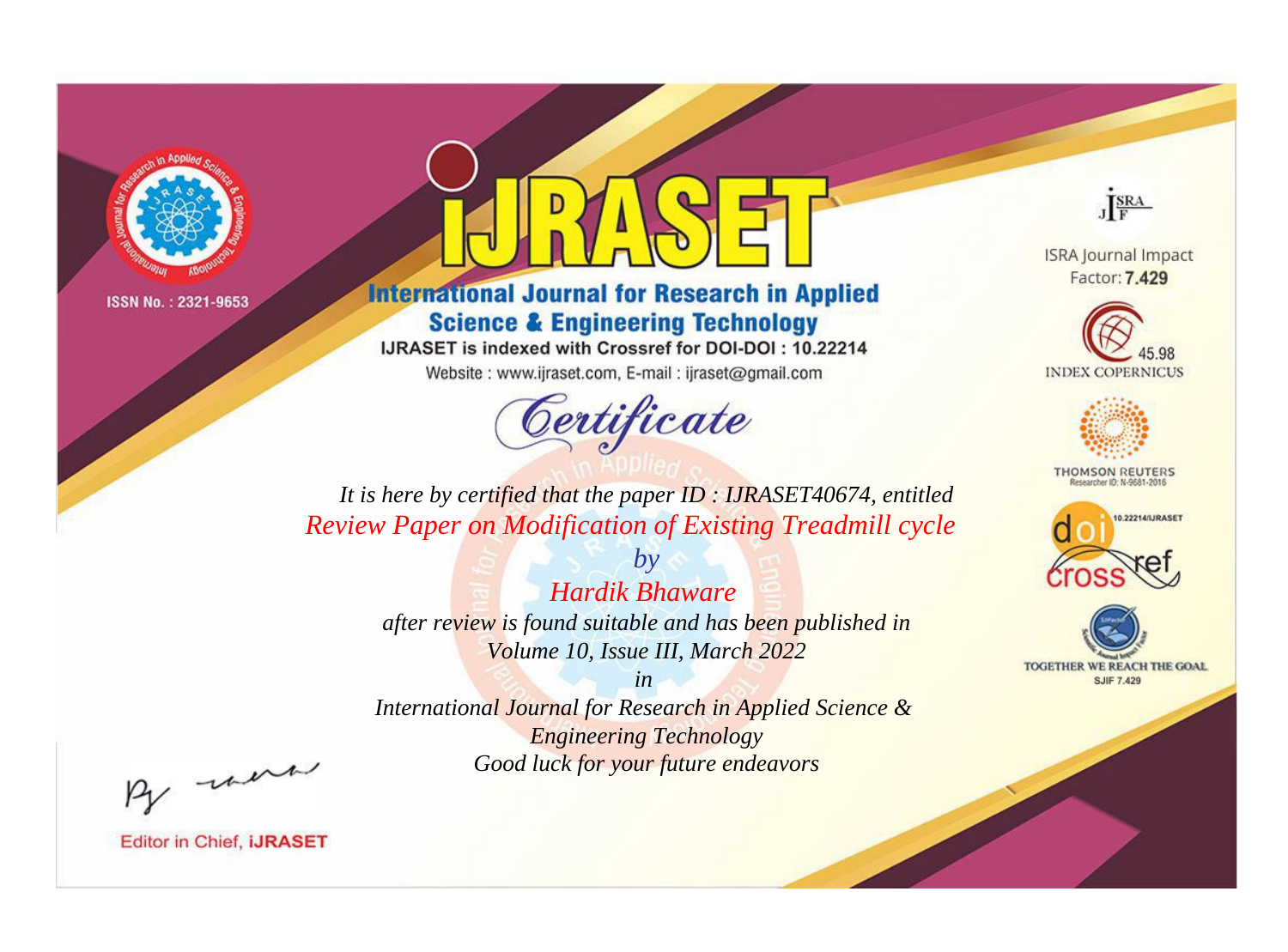ISSN No. : 2321-9653

# IJRASET

## International Journal for Research in Applied Science & Engineering Technology

IJRASET is indexed with Crossref for DOI-DOI : 10.22214

Website : www.ijraset.com, E-mail : ijraset@gmail.com

# *Certificate*

*It is here by certified that the paper ID : IJRASET40674, entitled*

*Review Paper on Modification of Existing Treadmill cycle*

*by*

*Hardik Bhaware*

*after review is found suitable and has been published in*

*Volume 10, Issue III, March 2022*

*in*

*International Journal for Research in Applied Science & Engineering Technology*

*Good luck for your future endeavors*

ISRA Journal Impact Factor: **7.429**

45.98 INDEX COPERNICUS

THOMSON REUTERS Researcher ID: N-9681-2016

10.22214/IJRASET

TOGETHER WE REACH THE GOAL SJIF 7.429

Editor in Chief, **IJRASET**